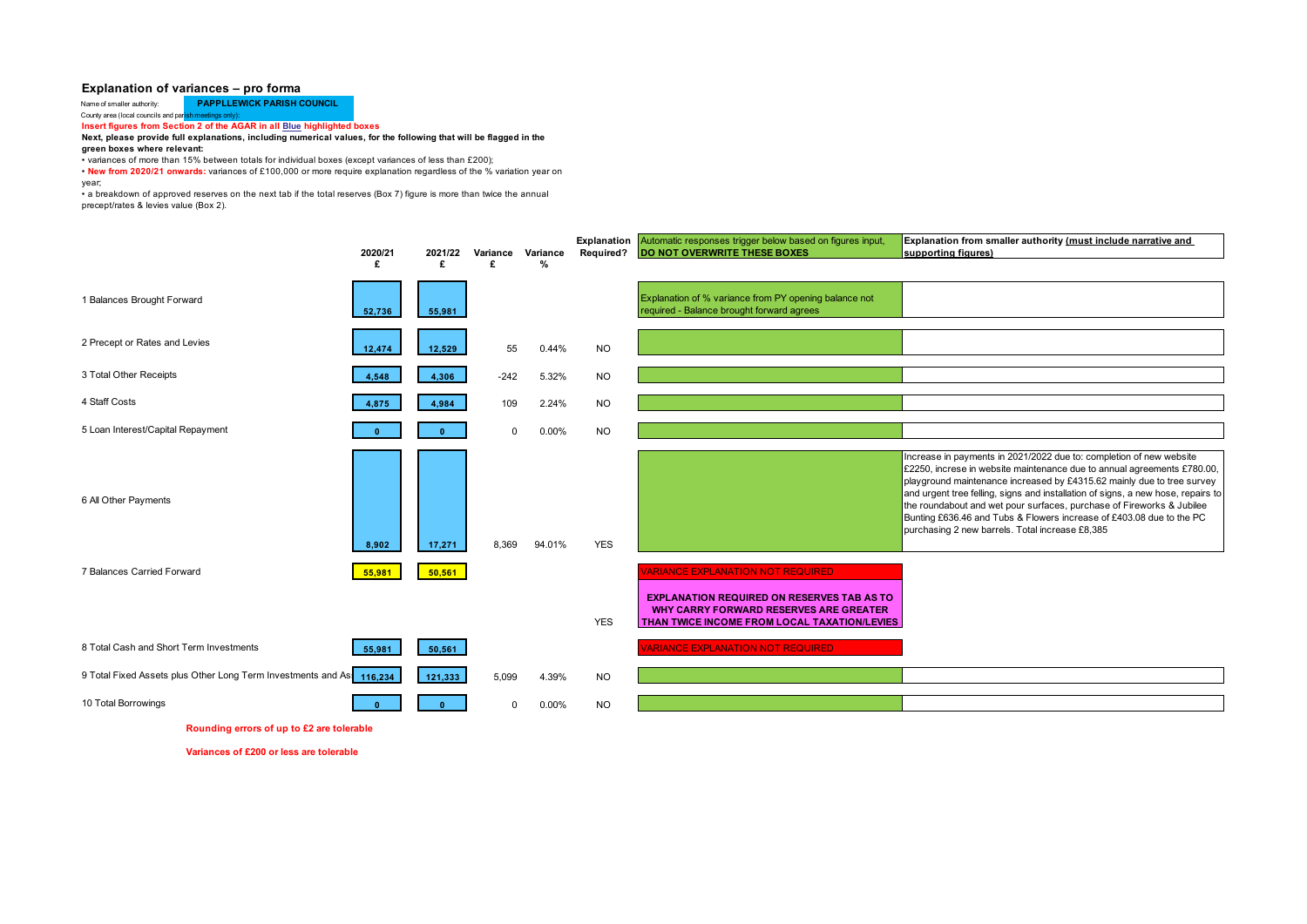## Explanation of variances – pro forma

Name of smaller authority: **PAPPLLEWICK PARISH COUNCIL**

County area (local councils and parish meetings only):

**Insert figures from Section 2 of the AGAR in all Blue highlighted boxes**

**Next, please provide full explanations, including numerical values, for the following that will be flagged in the green boxes where relevant:**

- variances of more than 15% between totals for individual boxes (except variances of less than £200);
- **New from 2020/21 onwards:** variances of £100,000 or more require explanation regardless of the % variation year on year;
- a breakdown of approved reserves on the next tab if the total reserves (Box 7) figure is more than twice the annual precept/rates & levies value (Box 2).

| | 2020/21 £ | 2021/22 £ | Variance £ | Variance % | Explanation Required? | Automatic responses trigger below based on figures input, DO NOT OVERWRITE THESE BOXES | Explanation from smaller authority (must include narrative and supporting figures) |
|---|---|---|---|---|---|---|---|
| 1 Balances Brought Forward | 52,736 | 55,981 | | | | Explanation of % variance from PY opening balance not required - Balance brought forward agrees | |
| 2 Precept or Rates and Levies | 12,474 | 12,529 | 55 | 0.44% | NO | | |
| 3 Total Other Receipts | 4,548 | 4,306 | -242 | 5.32% | NO | | |
| 4 Staff Costs | 4,875 | 4,984 | 109 | 2.24% | NO | | |
| 5 Loan Interest/Capital Repayment | 0 | 0 | 0 | 0.00% | NO | | |
| 6 All Other Payments | 8,902 | 17,271 | 8,369 | 94.01% | YES | | Increase in payments in 2021/2022 due to: completion of new website £2250, increse in website maintenance due to annual agreements £780.00, playground maintenance increased by £4315.62 mainly due to tree survey and urgent tree felling, signs and installation of signs, a new hose, repairs to the roundabout and wet pour surfaces, purchase of Fireworks & Jubilee Bunting £636.46 and Tubs & Flowers increase of £403.08 due to the PC purchasing 2 new barrels. Total increase £8,385 |
| 7 Balances Carried Forward | 55,981 | 50,561 | | | YES | VARIANCE EXPLANATION NOT REQUIRED<br>**EXPLANATION REQUIRED ON RESERVES TAB AS TO WHY CARRY FORWARD RESERVES ARE GREATER THAN TWICE INCOME FROM LOCAL TAXATION/LEVIES** | |
| 8 Total Cash and Short Term Investments | 55,981 | 50,561 | | | | VARIANCE EXPLANATION NOT REQUIRED | |
| 9 Total Fixed Assets plus Other Long Term Investments and Assets | 116,234 | 121,333 | 5,099 | 4.39% | NO | | |
| 10 Total Borrowings | 0 | 0 | 0 | 0.00% | NO | | |

**Rounding errors of up to £2 are tolerable**

**Variances of £200 or less are tolerable**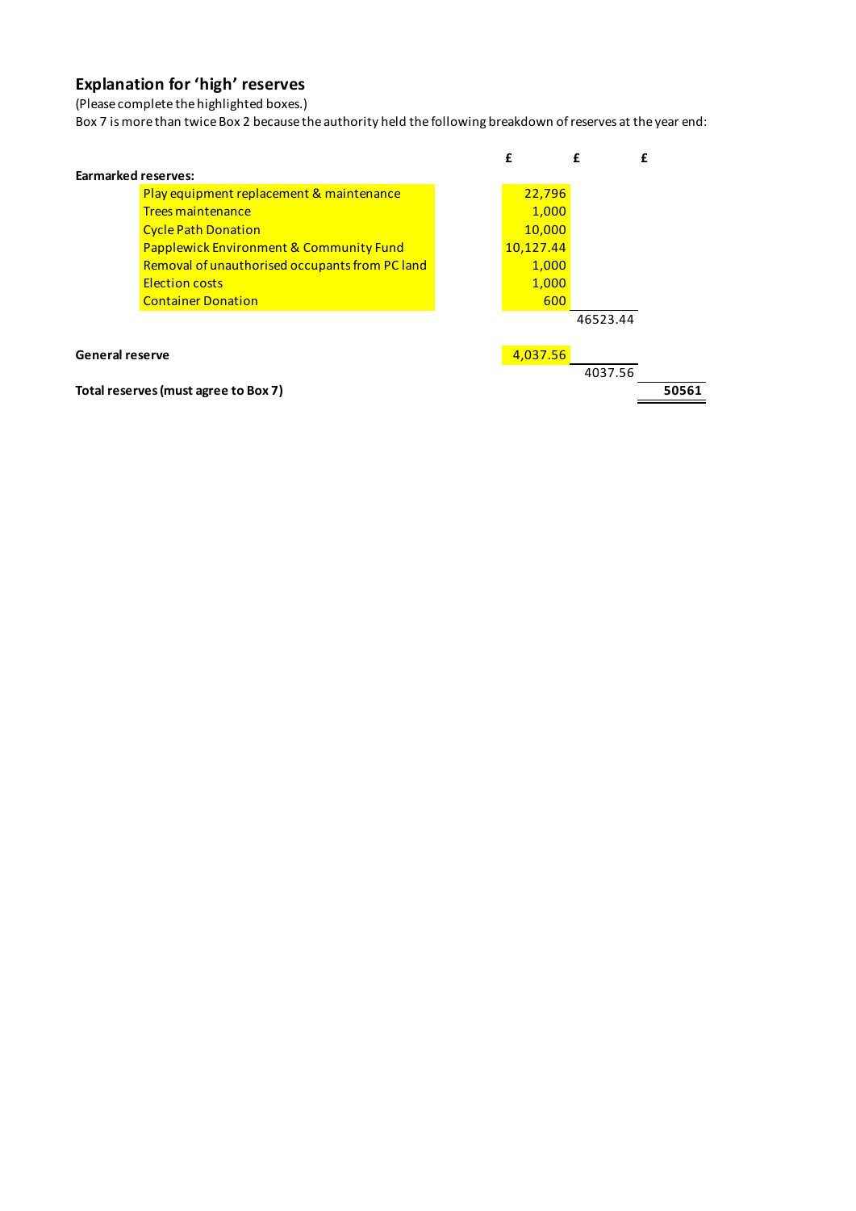## Explanation for 'high' reserves

(Please complete the highlighted boxes.)

Box 7 is more than twice Box 2 because the authority held the following breakdown of reserves at the year end:

| | £ | £ | £ |
|---|---|---|---|
| **Earmarked reserves:** | | | |
| Play equipment replacement & maintenance | 22,796 | | |
| Trees maintenance | 1,000 | | |
| Cycle Path Donation | 10,000 | | |
| Papplewick Environment & Community Fund | 10,127.44 | | |
| Removal of unauthorised occupants from PC land | 1,000 | | |
| Election costs | 1,000 | | |
| Container Donation | 600 | | |
| | | 46523.44 | |
| **General reserve** | 4,037.56 | | |
| | | 4037.56 | |
| **Total reserves (must agree to Box 7)** | | | **50561** |